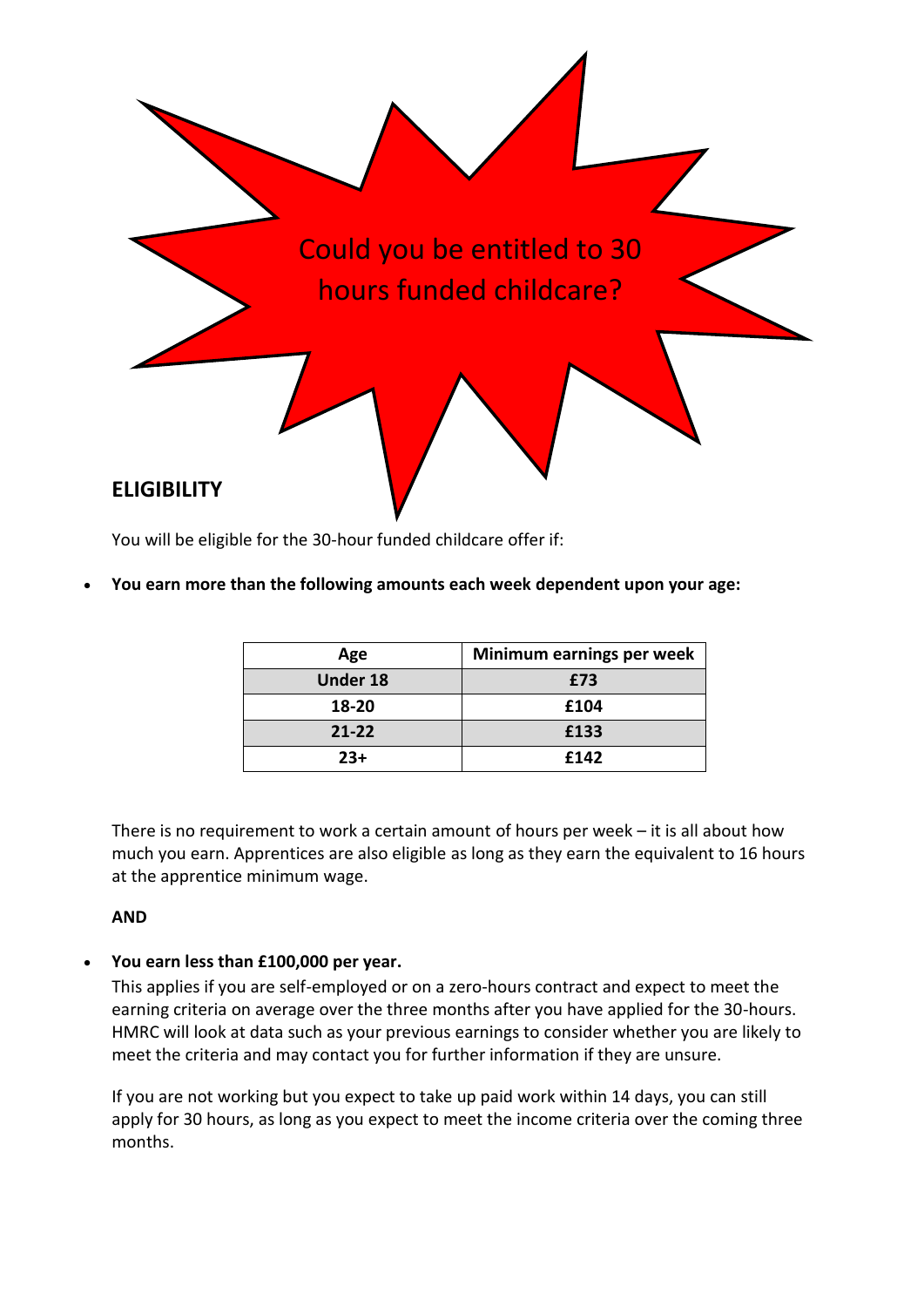# Could you be entitled to 30 hours funded childcare?

## ELIGIBILITY

You will be eligible for the 30-hour funded childcare offer if:

- **You earn more than the following amounts each week dependent upon your age:**

| Age | Minimum earnings per week |
|---|---|
| Under 18 | £73 |
| 18-20 | £104 |
| 21-22 | £133 |
| 23+ | £142 |

There is no requirement to work a certain amount of hours per week – it is all about how much you earn. Apprentices are also eligible as long as they earn the equivalent to 16 hours at the apprentice minimum wage.

**AND**

- **You earn less than £100,000 per year.**

  This applies if you are self-employed or on a zero-hours contract and expect to meet the earning criteria on average over the three months after you have applied for the 30-hours. HMRC will look at data such as your previous earnings to consider whether you are likely to meet the criteria and may contact you for further information if they are unsure.

  If you are not working but you expect to take up paid work within 14 days, you can still apply for 30 hours, as long as you expect to meet the income criteria over the coming three months.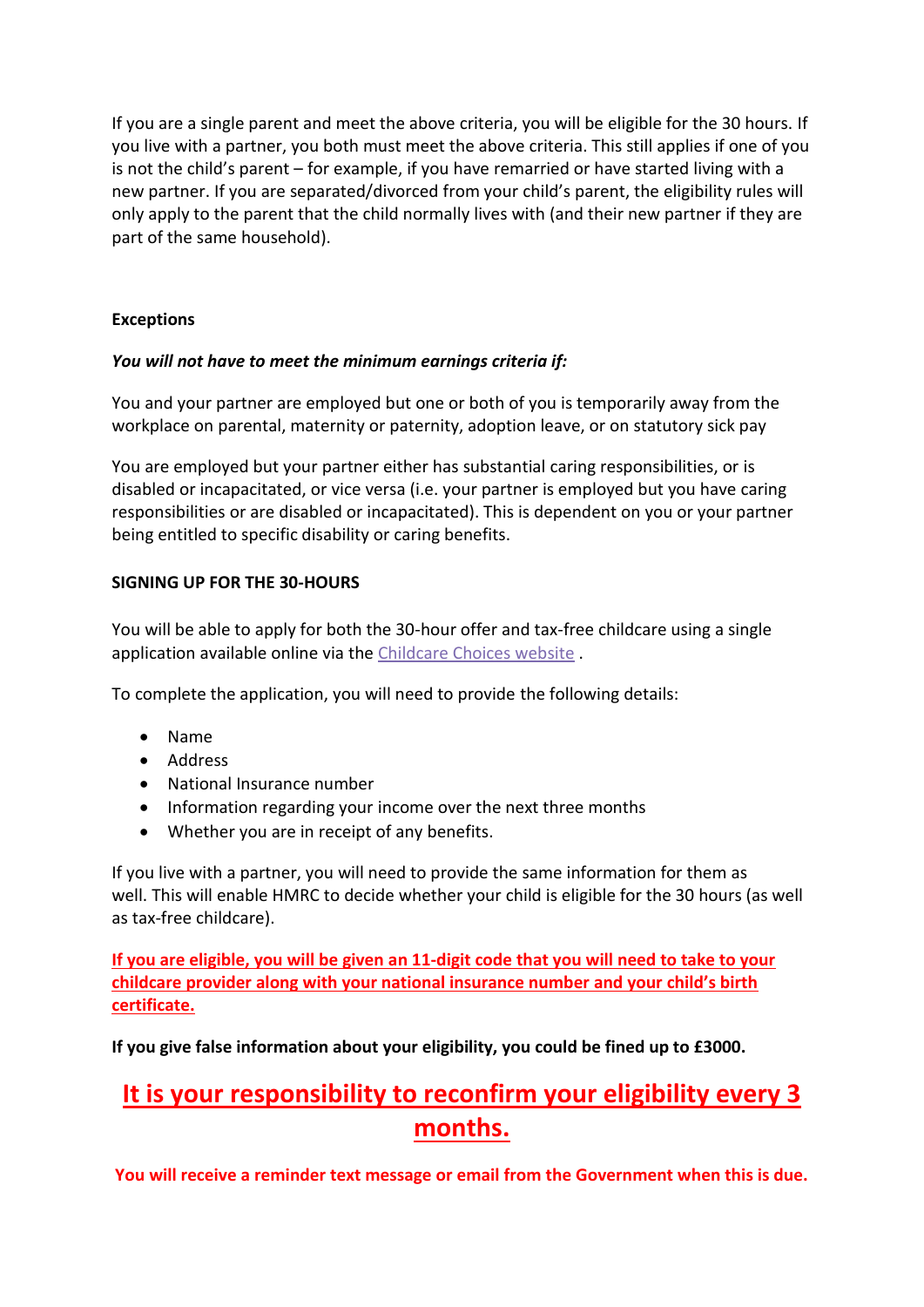If you are a single parent and meet the above criteria, you will be eligible for the 30 hours. If you live with a partner, you both must meet the above criteria. This still applies if one of you is not the child's parent – for example, if you have remarried or have started living with a new partner. If you are separated/divorced from your child's parent, the eligibility rules will only apply to the parent that the child normally lives with (and their new partner if they are part of the same household).

**Exceptions**

***You will not have to meet the minimum earnings criteria if:***

You and your partner are employed but one or both of you is temporarily away from the workplace on parental, maternity or paternity, adoption leave, or on statutory sick pay

You are employed but your partner either has substantial caring responsibilities, or is disabled or incapacitated, or vice versa (i.e. your partner is employed but you have caring responsibilities or are disabled or incapacitated). This is dependent on you or your partner being entitled to specific disability or caring benefits.

**SIGNING UP FOR THE 30-HOURS**

You will be able to apply for both the 30-hour offer and tax-free childcare using a single application available online via the Childcare Choices website .

To complete the application, you will need to provide the following details:

- Name
- Address
- National Insurance number
- Information regarding your income over the next three months
- Whether you are in receipt of any benefits.

If you live with a partner, you will need to provide the same information for them as well. This will enable HMRC to decide whether your child is eligible for the 30 hours (as well as tax-free childcare).

**If you are eligible, you will be given an 11-digit code that you will need to take to your childcare provider along with your national insurance number and your child's birth certificate.**

**If you give false information about your eligibility, you could be fined up to £3000.**

## It is your responsibility to reconfirm your eligibility every 3 months.

**You will receive a reminder text message or email from the Government when this is due.**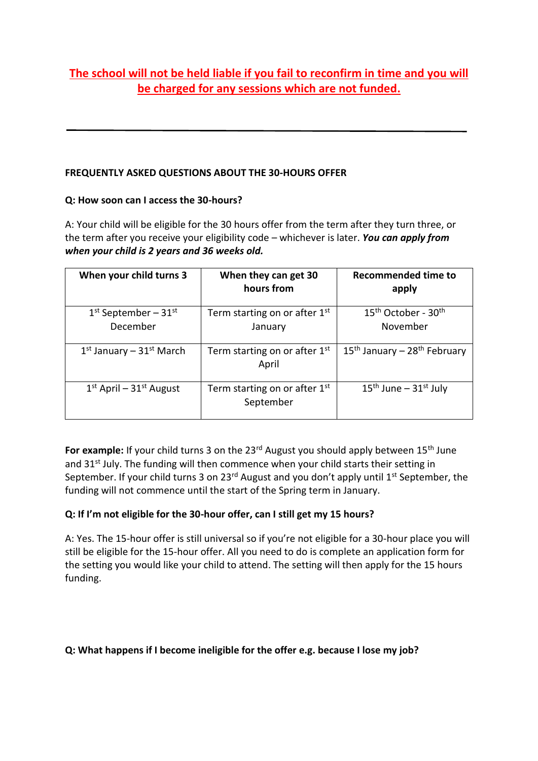**The school will not be held liable if you fail to reconfirm in time and you will be charged for any sessions which are not funded.**

---

**FREQUENTLY ASKED QUESTIONS ABOUT THE 30-HOURS OFFER**

**Q: How soon can I access the 30-hours?**

A: Your child will be eligible for the 30 hours offer from the term after they turn three, or the term after you receive your eligibility code – whichever is later. ***You can apply from when your child is 2 years and 36 weeks old.***

| When your child turns 3 | When they can get 30 hours from | Recommended time to apply |
|---|---|---|
| 1st September – 31st December | Term starting on or after 1st January | 15th October - 30th November |
| 1st January – 31st March | Term starting on or after 1st April | 15th January – 28th February |
| 1st April – 31st August | Term starting on or after 1st September | 15th June – 31st July |

**For example:** If your child turns 3 on the 23rd August you should apply between 15th June and 31st July. The funding will then commence when your child starts their setting in September. If your child turns 3 on 23rd August and you don't apply until 1st September, the funding will not commence until the start of the Spring term in January.

**Q: If I'm not eligible for the 30-hour offer, can I still get my 15 hours?**

A: Yes. The 15-hour offer is still universal so if you're not eligible for a 30-hour place you will still be eligible for the 15-hour offer. All you need to do is complete an application form for the setting you would like your child to attend. The setting will then apply for the 15 hours funding.

**Q: What happens if I become ineligible for the offer e.g. because I lose my job?**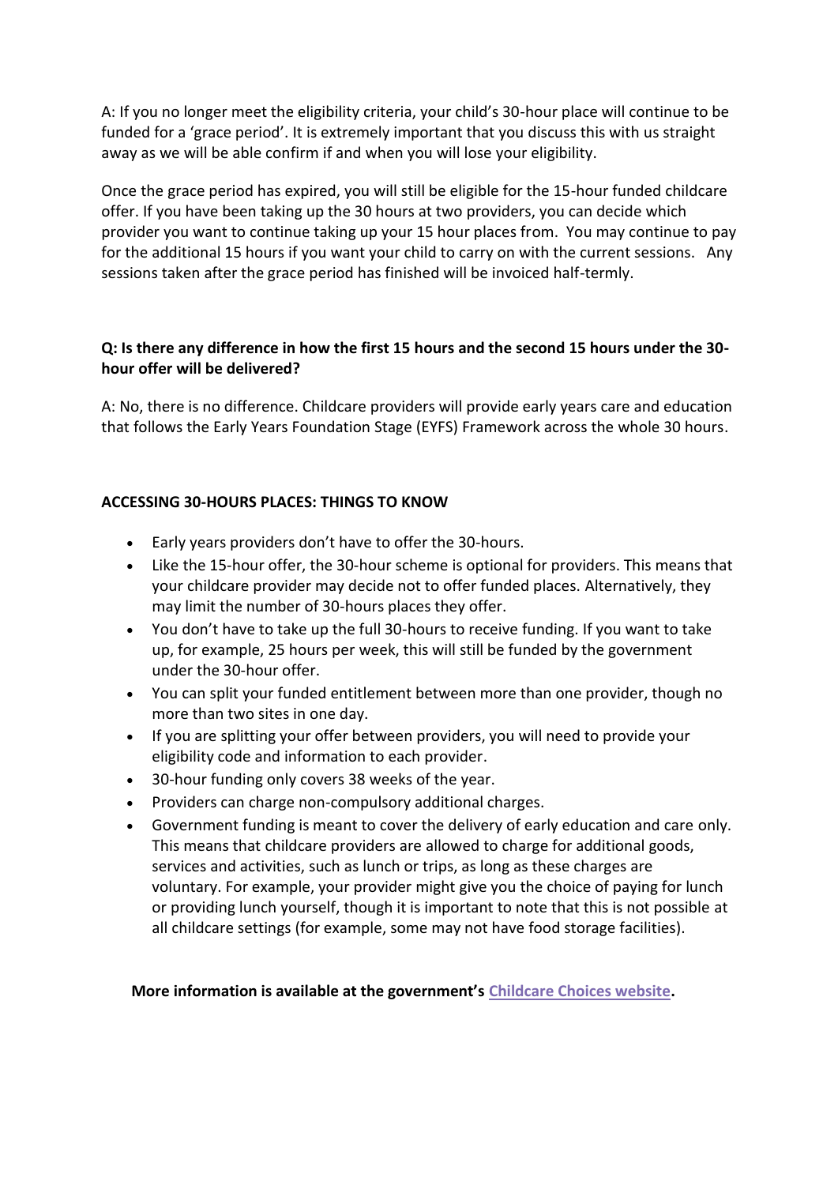A: If you no longer meet the eligibility criteria, your child's 30-hour place will continue to be funded for a 'grace period'. It is extremely important that you discuss this with us straight away as we will be able confirm if and when you will lose your eligibility.

Once the grace period has expired, you will still be eligible for the 15-hour funded childcare offer. If you have been taking up the 30 hours at two providers, you can decide which provider you want to continue taking up your 15 hour places from. You may continue to pay for the additional 15 hours if you want your child to carry on with the current sessions. Any sessions taken after the grace period has finished will be invoiced half-termly.

**Q: Is there any difference in how the first 15 hours and the second 15 hours under the 30-hour offer will be delivered?**

A: No, there is no difference. Childcare providers will provide early years care and education that follows the Early Years Foundation Stage (EYFS) Framework across the whole 30 hours.

**ACCESSING 30-HOURS PLACES: THINGS TO KNOW**

- Early years providers don't have to offer the 30-hours.
- Like the 15-hour offer, the 30-hour scheme is optional for providers. This means that your childcare provider may decide not to offer funded places. Alternatively, they may limit the number of 30-hours places they offer.
- You don't have to take up the full 30-hours to receive funding. If you want to take up, for example, 25 hours per week, this will still be funded by the government under the 30-hour offer.
- You can split your funded entitlement between more than one provider, though no more than two sites in one day.
- If you are splitting your offer between providers, you will need to provide your eligibility code and information to each provider.
- 30-hour funding only covers 38 weeks of the year.
- Providers can charge non-compulsory additional charges.
- Government funding is meant to cover the delivery of early education and care only. This means that childcare providers are allowed to charge for additional goods, services and activities, such as lunch or trips, as long as these charges are voluntary. For example, your provider might give you the choice of paying for lunch or providing lunch yourself, though it is important to note that this is not possible at all childcare settings (for example, some may not have food storage facilities).

**More information is available at the government's Childcare Choices website.**